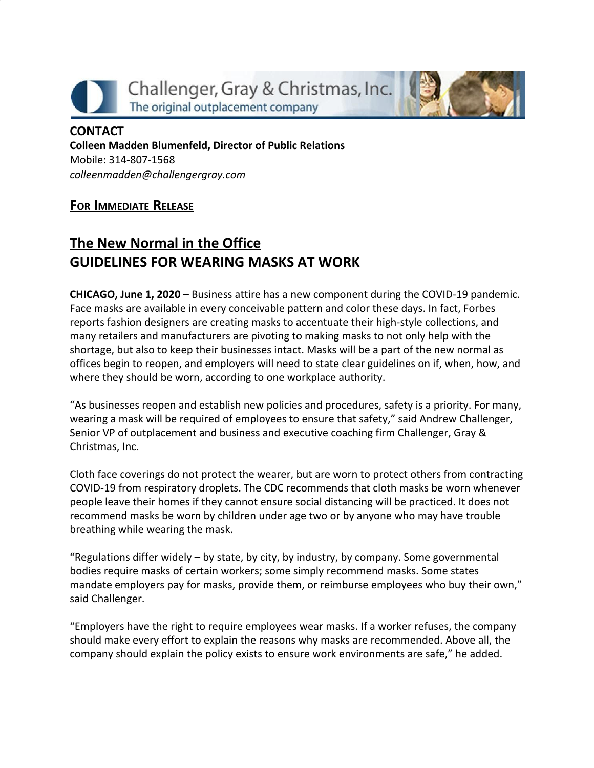Challenger, Gray & Christmas, Inc.
The original outplacement company

**CONTACT**
**Colleen Madden Blumenfeld, Director of Public Relations**
Mobile: 314-807-1568
*colleenmadden@challengergray.com*

**FOR IMMEDIATE RELEASE**

## The New Normal in the Office
## GUIDELINES FOR WEARING MASKS AT WORK

**CHICAGO, June 1, 2020 –** Business attire has a new component during the COVID-19 pandemic. Face masks are available in every conceivable pattern and color these days. In fact, Forbes reports fashion designers are creating masks to accentuate their high-style collections, and many retailers and manufacturers are pivoting to making masks to not only help with the shortage, but also to keep their businesses intact. Masks will be a part of the new normal as offices begin to reopen, and employers will need to state clear guidelines on if, when, how, and where they should be worn, according to one workplace authority.

"As businesses reopen and establish new policies and procedures, safety is a priority. For many, wearing a mask will be required of employees to ensure that safety," said Andrew Challenger, Senior VP of outplacement and business and executive coaching firm Challenger, Gray & Christmas, Inc.

Cloth face coverings do not protect the wearer, but are worn to protect others from contracting COVID-19 from respiratory droplets. The CDC recommends that cloth masks be worn whenever people leave their homes if they cannot ensure social distancing will be practiced. It does not recommend masks be worn by children under age two or by anyone who may have trouble breathing while wearing the mask.

"Regulations differ widely – by state, by city, by industry, by company. Some governmental bodies require masks of certain workers; some simply recommend masks. Some states mandate employers pay for masks, provide them, or reimburse employees who buy their own," said Challenger.

"Employers have the right to require employees wear masks. If a worker refuses, the company should make every effort to explain the reasons why masks are recommended. Above all, the company should explain the policy exists to ensure work environments are safe," he added.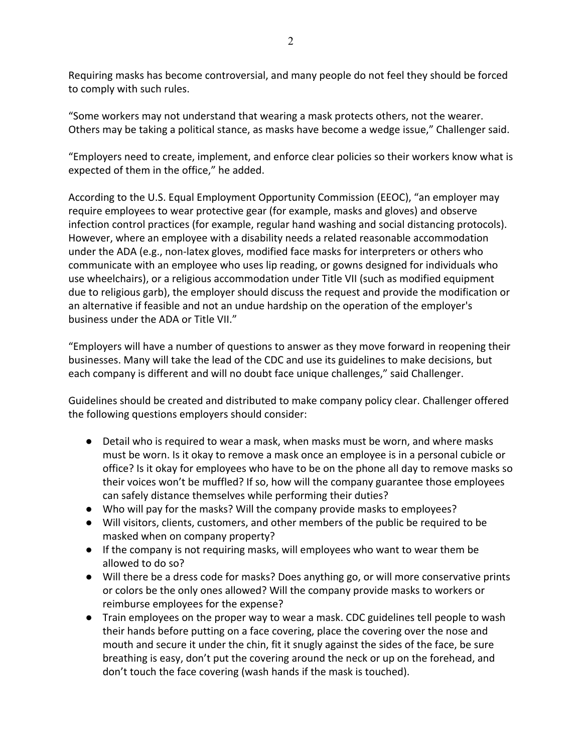Requiring masks has become controversial, and many people do not feel they should be forced to comply with such rules.

“Some workers may not understand that wearing a mask protects others, not the wearer. Others may be taking a political stance, as masks have become a wedge issue,” Challenger said.

“Employers need to create, implement, and enforce clear policies so their workers know what is expected of them in the office,” he added.

According to the U.S. Equal Employment Opportunity Commission (EEOC), “an employer may require employees to wear protective gear (for example, masks and gloves) and observe infection control practices (for example, regular hand washing and social distancing protocols). However, where an employee with a disability needs a related reasonable accommodation under the ADA (e.g., non-latex gloves, modified face masks for interpreters or others who communicate with an employee who uses lip reading, or gowns designed for individuals who use wheelchairs), or a religious accommodation under Title VII (such as modified equipment due to religious garb), the employer should discuss the request and provide the modification or an alternative if feasible and not an undue hardship on the operation of the employer's business under the ADA or Title VII.”

“Employers will have a number of questions to answer as they move forward in reopening their businesses. Many will take the lead of the CDC and use its guidelines to make decisions, but each company is different and will no doubt face unique challenges,” said Challenger.

Guidelines should be created and distributed to make company policy clear. Challenger offered the following questions employers should consider:

- Detail who is required to wear a mask, when masks must be worn, and where masks must be worn. Is it okay to remove a mask once an employee is in a personal cubicle or office? Is it okay for employees who have to be on the phone all day to remove masks so their voices won’t be muffled? If so, how will the company guarantee those employees can safely distance themselves while performing their duties?
- Who will pay for the masks? Will the company provide masks to employees?
- Will visitors, clients, customers, and other members of the public be required to be masked when on company property?
- If the company is not requiring masks, will employees who want to wear them be allowed to do so?
- Will there be a dress code for masks? Does anything go, or will more conservative prints or colors be the only ones allowed? Will the company provide masks to workers or reimburse employees for the expense?
- Train employees on the proper way to wear a mask. CDC guidelines tell people to wash their hands before putting on a face covering, place the covering over the nose and mouth and secure it under the chin, fit it snugly against the sides of the face, be sure breathing is easy, don’t put the covering around the neck or up on the forehead, and don’t touch the face covering (wash hands if the mask is touched).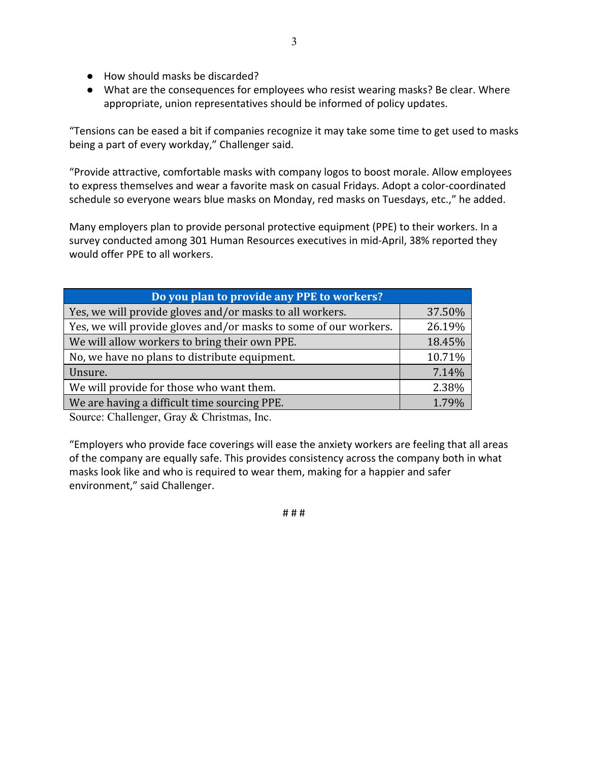- How should masks be discarded?
- What are the consequences for employees who resist wearing masks? Be clear. Where appropriate, union representatives should be informed of policy updates.

"Tensions can be eased a bit if companies recognize it may take some time to get used to masks being a part of every workday," Challenger said.

"Provide attractive, comfortable masks with company logos to boost morale. Allow employees to express themselves and wear a favorite mask on casual Fridays. Adopt a color-coordinated schedule so everyone wears blue masks on Monday, red masks on Tuesdays, etc.," he added.

Many employers plan to provide personal protective equipment (PPE) to their workers. In a survey conducted among 301 Human Resources executives in mid-April, 38% reported they would offer PPE to all workers.

| Do you plan to provide any PPE to workers? | |
|---|---|
| Yes, we will provide gloves and/or masks to all workers. | 37.50% |
| Yes, we will provide gloves and/or masks to some of our workers. | 26.19% |
| We will allow workers to bring their own PPE. | 18.45% |
| No, we have no plans to distribute equipment. | 10.71% |
| Unsure. | 7.14% |
| We will provide for those who want them. | 2.38% |
| We are having a difficult time sourcing PPE. | 1.79% |

Source: Challenger, Gray & Christmas, Inc.

"Employers who provide face coverings will ease the anxiety workers are feeling that all areas of the company are equally safe. This provides consistency across the company both in what masks look like and who is required to wear them, making for a happier and safer environment," said Challenger.

# # #